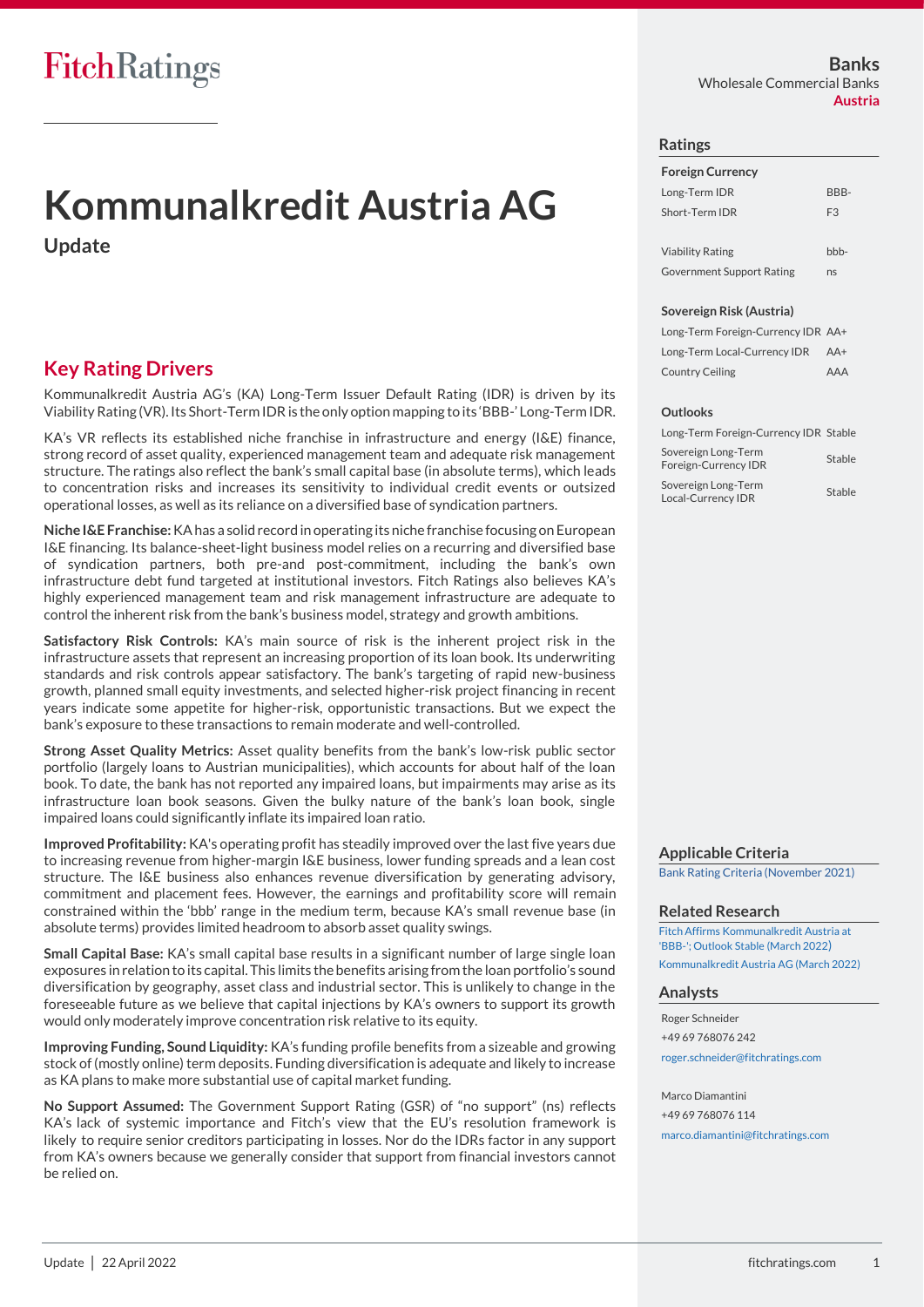FitchRatings

# Kommunalkredit Austria AG

## Update

**Banks**
Wholesale Commercial Banks
**Austria**

### Ratings

| **Foreign Currency** | |
|---|---|
| Long-Term IDR | BBB- |
| Short-Term IDR | F3 |
| | |
| Viability Rating | bbb- |
| Government Support Rating | ns |

| **Sovereign Risk (Austria)** | |
|---|---|
| Long-Term Foreign-Currency IDR | AA+ |
| Long-Term Local-Currency IDR | AA+ |
| Country Ceiling | AAA |

| **Outlooks** | |
|---|---|
| Long-Term Foreign-Currency IDR | Stable |
| Sovereign Long-Term Foreign-Currency IDR | Stable |
| Sovereign Long-Term Local-Currency IDR | Stable |

## Key Rating Drivers

Kommunalkredit Austria AG's (KA) Long-Term Issuer Default Rating (IDR) is driven by its Viability Rating (VR). Its Short-Term IDR is the only option mapping to its 'BBB-' Long-Term IDR.

KA's VR reflects its established niche franchise in infrastructure and energy (I&E) finance, strong record of asset quality, experienced management team and adequate risk management structure. The ratings also reflect the bank's small capital base (in absolute terms), which leads to concentration risks and increases its sensitivity to individual credit events or outsized operational losses, as well as its reliance on a diversified base of syndication partners.

**Niche I&E Franchise:** KA has a solid record in operating its niche franchise focusing on European I&E financing. Its balance-sheet-light business model relies on a recurring and diversified base of syndication partners, both pre-and post-commitment, including the bank's own infrastructure debt fund targeted at institutional investors. Fitch Ratings also believes KA's highly experienced management team and risk management infrastructure are adequate to control the inherent risk from the bank's business model, strategy and growth ambitions.

**Satisfactory Risk Controls:** KA's main source of risk is the inherent project risk in the infrastructure assets that represent an increasing proportion of its loan book. Its underwriting standards and risk controls appear satisfactory. The bank's targeting of rapid new-business growth, planned small equity investments, and selected higher-risk project financing in recent years indicate some appetite for higher-risk, opportunistic transactions. But we expect the bank's exposure to these transactions to remain moderate and well-controlled.

**Strong Asset Quality Metrics:** Asset quality benefits from the bank's low-risk public sector portfolio (largely loans to Austrian municipalities), which accounts for about half of the loan book. To date, the bank has not reported any impaired loans, but impairments may arise as its infrastructure loan book seasons. Given the bulky nature of the bank's loan book, single impaired loans could significantly inflate its impaired loan ratio.

**Improved Profitability:** KA's operating profit has steadily improved over the last five years due to increasing revenue from higher-margin I&E business, lower funding spreads and a lean cost structure. The I&E business also enhances revenue diversification by generating advisory, commitment and placement fees. However, the earnings and profitability score will remain constrained within the 'bbb' range in the medium term, because KA's small revenue base (in absolute terms) provides limited headroom to absorb asset quality swings.

**Small Capital Base:** KA's small capital base results in a significant number of large single loan exposures in relation to its capital. This limits the benefits arising from the loan portfolio's sound diversification by geography, asset class and industrial sector. This is unlikely to change in the foreseeable future as we believe that capital injections by KA's owners to support its growth would only moderately improve concentration risk relative to its equity.

**Improving Funding, Sound Liquidity:** KA's funding profile benefits from a sizeable and growing stock of (mostly online) term deposits. Funding diversification is adequate and likely to increase as KA plans to make more substantial use of capital market funding.

**No Support Assumed:** The Government Support Rating (GSR) of "no support" (ns) reflects KA's lack of systemic importance and Fitch's view that the EU's resolution framework is likely to require senior creditors participating in losses. Nor do the IDRs factor in any support from KA's owners because we generally consider that support from financial investors cannot be relied on.

### Applicable Criteria

Bank Rating Criteria (November 2021)

### Related Research

Fitch Affirms Kommunalkredit Austria at 'BBB-'; Outlook Stable (March 2022)

Kommunalkredit Austria AG (March 2022)

### Analysts

Roger Schneider
+49 69 768076 242
roger.schneider@fitchratings.com

Marco Diamantini
+49 69 768076 114
marco.diamantini@fitchratings.com

Update | 22 April 2022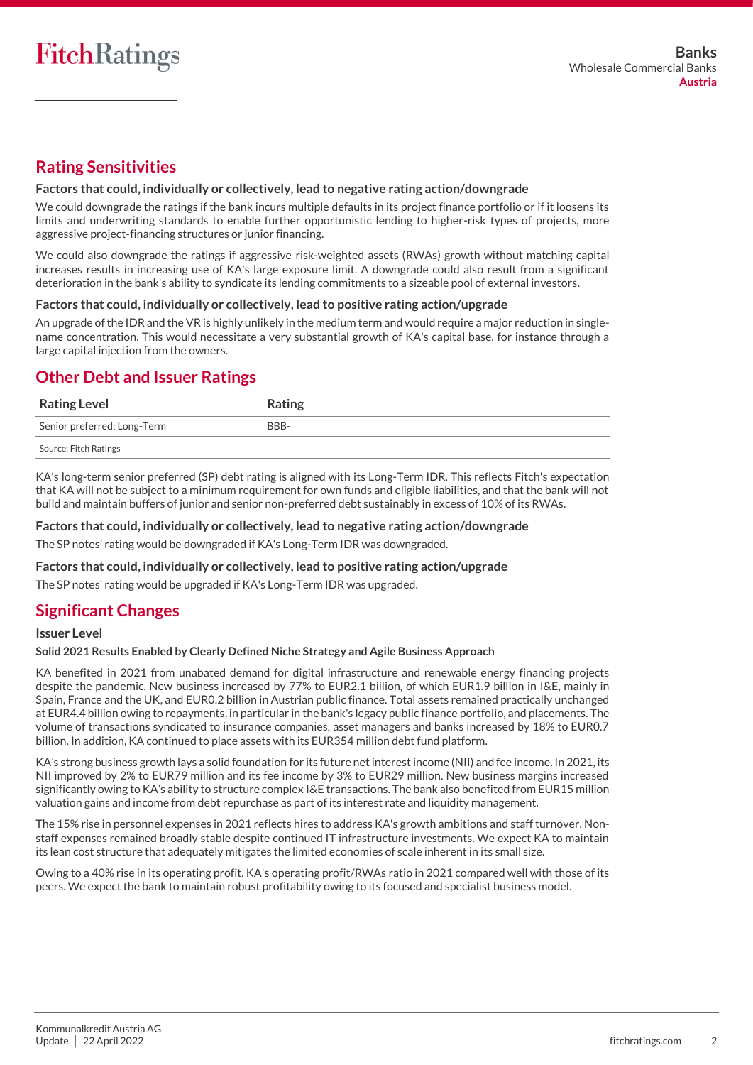## Rating Sensitivities

### Factors that could, individually or collectively, lead to negative rating action/downgrade

We could downgrade the ratings if the bank incurs multiple defaults in its project finance portfolio or if it loosens its limits and underwriting standards to enable further opportunistic lending to higher-risk types of projects, more aggressive project-financing structures or junior financing.

We could also downgrade the ratings if aggressive risk-weighted assets (RWAs) growth without matching capital increases results in increasing use of KA's large exposure limit. A downgrade could also result from a significant deterioration in the bank's ability to syndicate its lending commitments to a sizeable pool of external investors.

### Factors that could, individually or collectively, lead to positive rating action/upgrade

An upgrade of the IDR and the VR is highly unlikely in the medium term and would require a major reduction in single-name concentration. This would necessitate a very substantial growth of KA's capital base, for instance through a large capital injection from the owners.

## Other Debt and Issuer Ratings

| Rating Level | Rating |
|---|---|
| Senior preferred: Long-Term | BBB- |

Source: Fitch Ratings

KA's long-term senior preferred (SP) debt rating is aligned with its Long-Term IDR. This reflects Fitch's expectation that KA will not be subject to a minimum requirement for own funds and eligible liabilities, and that the bank will not build and maintain buffers of junior and senior non-preferred debt sustainably in excess of 10% of its RWAs.

### Factors that could, individually or collectively, lead to negative rating action/downgrade

The SP notes' rating would be downgraded if KA's Long-Term IDR was downgraded.

### Factors that could, individually or collectively, lead to positive rating action/upgrade

The SP notes' rating would be upgraded if KA's Long-Term IDR was upgraded.

## Significant Changes

### Issuer Level

#### Solid 2021 Results Enabled by Clearly Defined Niche Strategy and Agile Business Approach

KA benefited in 2021 from unabated demand for digital infrastructure and renewable energy financing projects despite the pandemic. New business increased by 77% to EUR2.1 billion, of which EUR1.9 billion in I&E, mainly in Spain, France and the UK, and EUR0.2 billion in Austrian public finance. Total assets remained practically unchanged at EUR4.4 billion owing to repayments, in particular in the bank's legacy public finance portfolio, and placements. The volume of transactions syndicated to insurance companies, asset managers and banks increased by 18% to EUR0.7 billion. In addition, KA continued to place assets with its EUR354 million debt fund platform.

KA's strong business growth lays a solid foundation for its future net interest income (NII) and fee income. In 2021, its NII improved by 2% to EUR79 million and its fee income by 3% to EUR29 million. New business margins increased significantly owing to KA's ability to structure complex I&E transactions. The bank also benefited from EUR15 million valuation gains and income from debt repurchase as part of its interest rate and liquidity management.

The 15% rise in personnel expenses in 2021 reflects hires to address KA's growth ambitions and staff turnover. Non-staff expenses remained broadly stable despite continued IT infrastructure investments. We expect KA to maintain its lean cost structure that adequately mitigates the limited economies of scale inherent in its small size.

Owing to a 40% rise in its operating profit, KA's operating profit/RWAs ratio in 2021 compared well with those of its peers. We expect the bank to maintain robust profitability owing to its focused and specialist business model.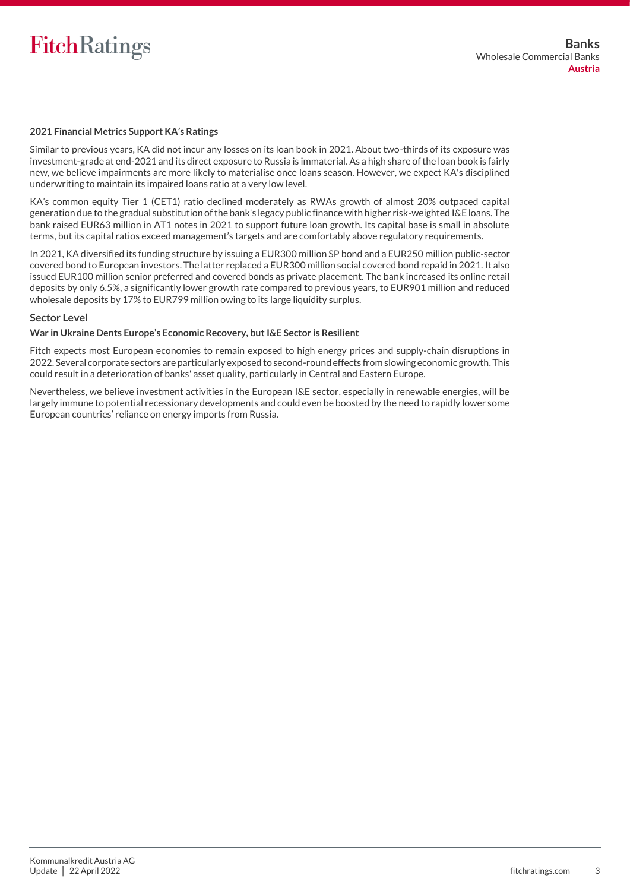### 2021 Financial Metrics Support KA's Ratings

Similar to previous years, KA did not incur any losses on its loan book in 2021. About two-thirds of its exposure was investment-grade at end-2021 and its direct exposure to Russia is immaterial. As a high share of the loan book is fairly new, we believe impairments are more likely to materialise once loans season. However, we expect KA's disciplined underwriting to maintain its impaired loans ratio at a very low level.

KA's common equity Tier 1 (CET1) ratio declined moderately as RWAs growth of almost 20% outpaced capital generation due to the gradual substitution of the bank's legacy public finance with higher risk-weighted I&E loans. The bank raised EUR63 million in AT1 notes in 2021 to support future loan growth. Its capital base is small in absolute terms, but its capital ratios exceed management's targets and are comfortably above regulatory requirements.

In 2021, KA diversified its funding structure by issuing a EUR300 million SP bond and a EUR250 million public-sector covered bond to European investors. The latter replaced a EUR300 million social covered bond repaid in 2021. It also issued EUR100 million senior preferred and covered bonds as private placement. The bank increased its online retail deposits by only 6.5%, a significantly lower growth rate compared to previous years, to EUR901 million and reduced wholesale deposits by 17% to EUR799 million owing to its large liquidity surplus.

## Sector Level

### War in Ukraine Dents Europe's Economic Recovery, but I&E Sector is Resilient

Fitch expects most European economies to remain exposed to high energy prices and supply-chain disruptions in 2022. Several corporate sectors are particularly exposed to second-round effects from slowing economic growth. This could result in a deterioration of banks' asset quality, particularly in Central and Eastern Europe.

Nevertheless, we believe investment activities in the European I&E sector, especially in renewable energies, will be largely immune to potential recessionary developments and could even be boosted by the need to rapidly lower some European countries' reliance on energy imports from Russia.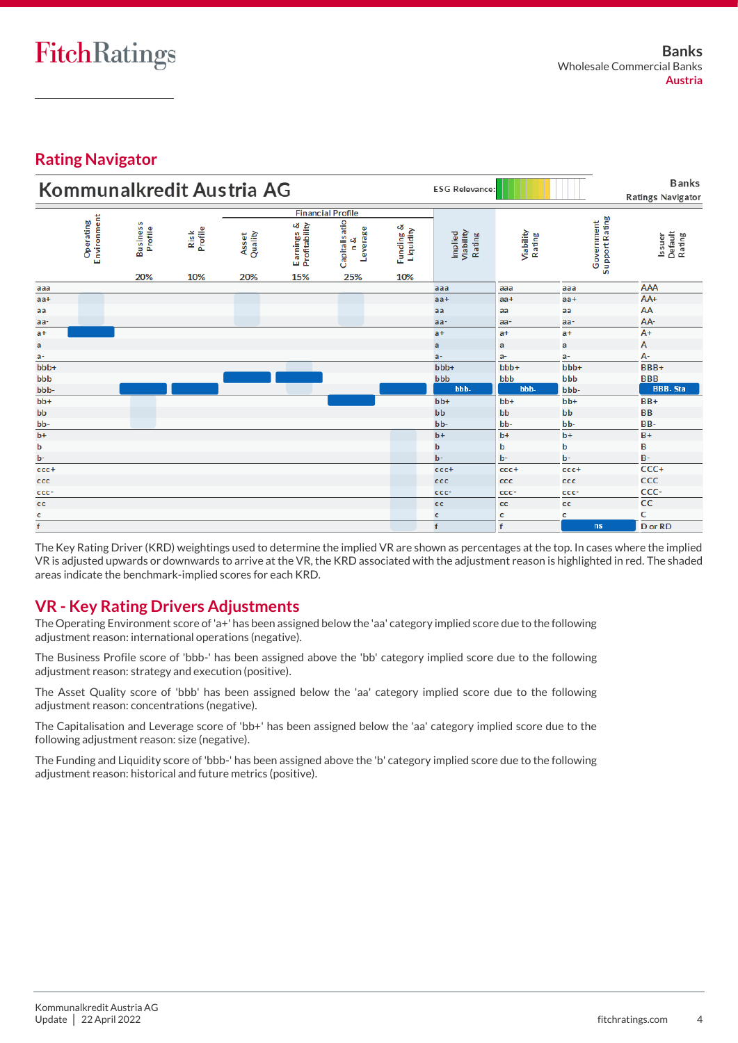## Rating Navigator

**Kommunalkredit Austria AG**

ESG Relevance:

Banks Ratings Navigator

| | Operating Environment | Business Profile | Risk Profile | Asset Quality | Earnings & Profitability | Capitalisation & Leverage | Funding & Liquidity | Implied Viability Rating | Viability Rating | Government Support Rating | Issuer Default Rating |
|---|---|---|---|---|---|---|---|---|---|---|---|
| | | 20% | 10% | 20% | 15% | 25% | 10% | | | | |
| aaa | | | | | | | | aaa | aaa | aaa | AAA |
| aa+ | | | | | | | | aa+ | aa+ | aa+ | AA+ |
| aa | | | | | | | | aa | aa | aa | AA |
| aa- | | | | | | | | aa- | aa- | aa- | AA- |
| a+ | a+ | | | | | | | a+ | a+ | a+ | A+ |
| a | | | | | | | | a | a | a | A |
| a- | | | | | | | | a- | a- | a- | A- |
| bbb+ | | | | | | | | bbb+ | bbb+ | bbb+ | BBB+ |
| bbb | | | | bbb | bbb | | | bbb | bbb | bbb | BBB |
| bbb- | | bbb- | bbb- | | | | bbb- | bbb- | bbb- | bbb- | BBB- Sta |
| bb+ | | | | | | bb+ | | bb+ | bb+ | bb+ | BB+ |
| bb | | | | | | | | bb | bb | bb | BB |
| bb- | | | | | | | | bb- | bb- | bb- | BB- |
| b+ | | | | | | | | b+ | b+ | b+ | B+ |
| b | | | | | | | | b | b | b | B |
| b- | | | | | | | | b- | b- | b- | B- |
| ccc+ | | | | | | | | ccc+ | ccc+ | ccc+ | CCC+ |
| ccc | | | | | | | | ccc | ccc | ccc | CCC |
| ccc- | | | | | | | | ccc- | ccc- | ccc- | CCC- |
| cc | | | | | | | | cc | cc | cc | CC |
| c | | | | | | | | c | c | c | C |
| f | | | | | | | | f | f | ns | D or RD |

The Key Rating Driver (KRD) weightings used to determine the implied VR are shown as percentages at the top. In cases where the implied VR is adjusted upwards or downwards to arrive at the VR, the KRD associated with the adjustment reason is highlighted in red. The shaded areas indicate the benchmark-implied scores for each KRD.

## VR - Key Rating Drivers Adjustments

The Operating Environment score of 'a+' has been assigned below the 'aa' category implied score due to the following adjustment reason: international operations (negative).

The Business Profile score of 'bbb-' has been assigned above the 'bb' category implied score due to the following adjustment reason: strategy and execution (positive).

The Asset Quality score of 'bbb' has been assigned below the 'aa' category implied score due to the following adjustment reason: concentrations (negative).

The Capitalisation and Leverage score of 'bb+' has been assigned below the 'aa' category implied score due to the following adjustment reason: size (negative).

The Funding and Liquidity score of 'bbb-' has been assigned above the 'b' category implied score due to the following adjustment reason: historical and future metrics (positive).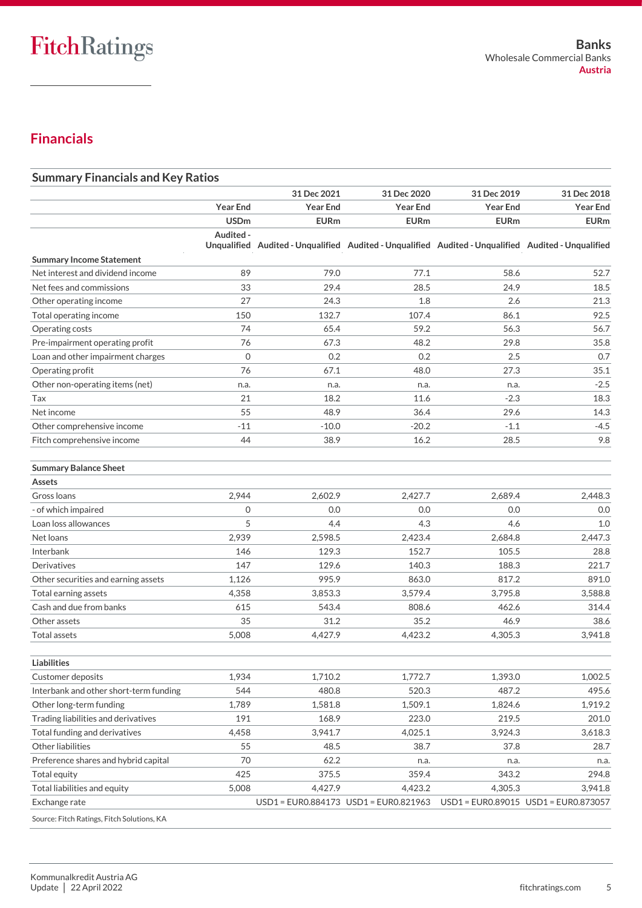## Financials

### Summary Financials and Key Ratios

| | | 31 Dec 2021 | 31 Dec 2020 | 31 Dec 2019 | 31 Dec 2018 |
|---|---|---|---|---|---|
| | Year End | Year End | Year End | Year End | Year End |
| | USDm | EURm | EURm | EURm | EURm |
| | Audited - Unqualified | Audited - Unqualified | Audited - Unqualified | Audited - Unqualified | Audited - Unqualified |
| **Summary Income Statement** | | | | | |
| Net interest and dividend income | 89 | 79.0 | 77.1 | 58.6 | 52.7 |
| Net fees and commissions | 33 | 29.4 | 28.5 | 24.9 | 18.5 |
| Other operating income | 27 | 24.3 | 1.8 | 2.6 | 21.3 |
| Total operating income | 150 | 132.7 | 107.4 | 86.1 | 92.5 |
| Operating costs | 74 | 65.4 | 59.2 | 56.3 | 56.7 |
| Pre-impairment operating profit | 76 | 67.3 | 48.2 | 29.8 | 35.8 |
| Loan and other impairment charges | 0 | 0.2 | 0.2 | 2.5 | 0.7 |
| Operating profit | 76 | 67.1 | 48.0 | 27.3 | 35.1 |
| Other non-operating items (net) | n.a. | n.a. | n.a. | n.a. | -2.5 |
| Tax | 21 | 18.2 | 11.6 | -2.3 | 18.3 |
| Net income | 55 | 48.9 | 36.4 | 29.6 | 14.3 |
| Other comprehensive income | -11 | -10.0 | -20.2 | -1.1 | -4.5 |
| Fitch comprehensive income | 44 | 38.9 | 16.2 | 28.5 | 9.8 |
| | | | | | |
| **Summary Balance Sheet** | | | | | |
| **Assets** | | | | | |
| Gross loans | 2,944 | 2,602.9 | 2,427.7 | 2,689.4 | 2,448.3 |
| - of which impaired | 0 | 0.0 | 0.0 | 0.0 | 0.0 |
| Loan loss allowances | 5 | 4.4 | 4.3 | 4.6 | 1.0 |
| Net loans | 2,939 | 2,598.5 | 2,423.4 | 2,684.8 | 2,447.3 |
| Interbank | 146 | 129.3 | 152.7 | 105.5 | 28.8 |
| Derivatives | 147 | 129.6 | 140.3 | 188.3 | 221.7 |
| Other securities and earning assets | 1,126 | 995.9 | 863.0 | 817.2 | 891.0 |
| Total earning assets | 4,358 | 3,853.3 | 3,579.4 | 3,795.8 | 3,588.8 |
| Cash and due from banks | 615 | 543.4 | 808.6 | 462.6 | 314.4 |
| Other assets | 35 | 31.2 | 35.2 | 46.9 | 38.6 |
| Total assets | 5,008 | 4,427.9 | 4,423.2 | 4,305.3 | 3,941.8 |
| | | | | | |
| **Liabilities** | | | | | |
| Customer deposits | 1,934 | 1,710.2 | 1,772.7 | 1,393.0 | 1,002.5 |
| Interbank and other short-term funding | 544 | 480.8 | 520.3 | 487.2 | 495.6 |
| Other long-term funding | 1,789 | 1,581.8 | 1,509.1 | 1,824.6 | 1,919.2 |
| Trading liabilities and derivatives | 191 | 168.9 | 223.0 | 219.5 | 201.0 |
| Total funding and derivatives | 4,458 | 3,941.7 | 4,025.1 | 3,924.3 | 3,618.3 |
| Other liabilities | 55 | 48.5 | 38.7 | 37.8 | 28.7 |
| Preference shares and hybrid capital | 70 | 62.2 | n.a. | n.a. | n.a. |
| Total equity | 425 | 375.5 | 359.4 | 343.2 | 294.8 |
| Total liabilities and equity | 5,008 | 4,427.9 | 4,423.2 | 4,305.3 | 3,941.8 |
| Exchange rate | | USD1 = EUR0.884173 | USD1 = EUR0.821963 | USD1 = EUR0.89015 | USD1 = EUR0.873057 |

Source: Fitch Ratings, Fitch Solutions, KA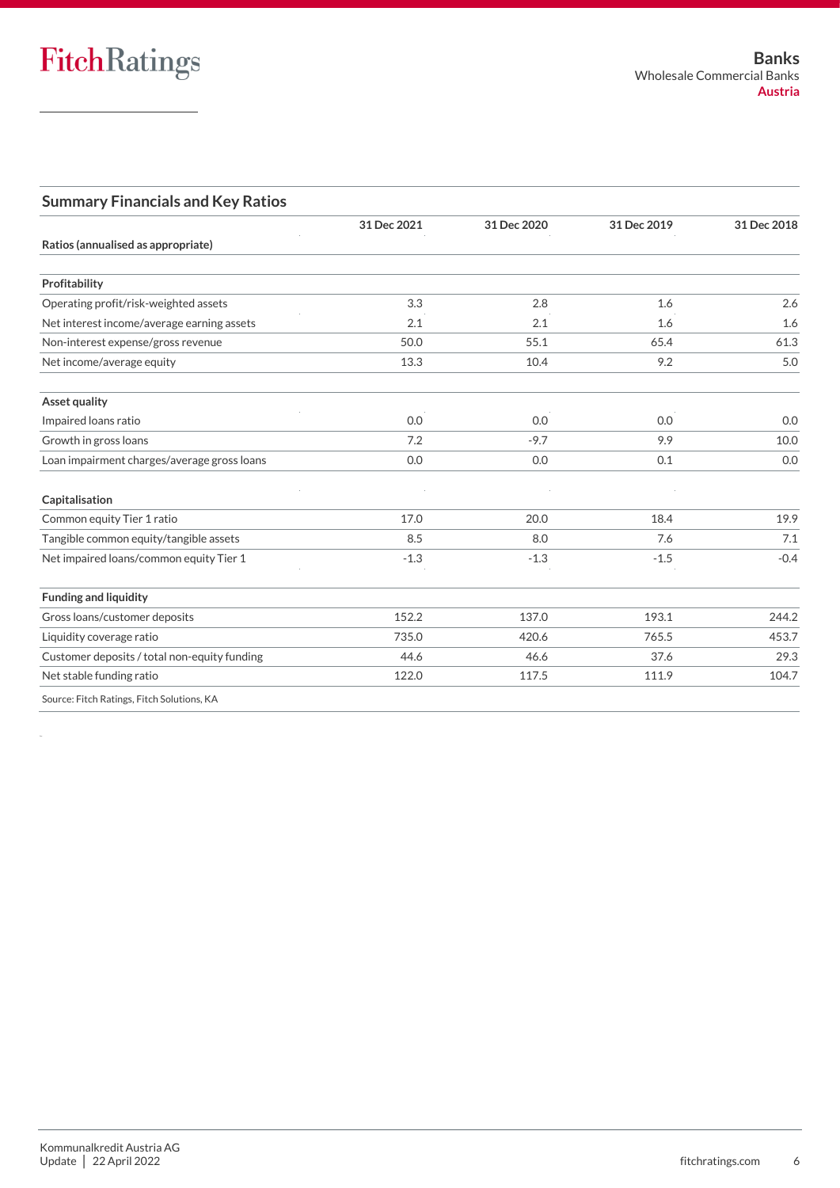## Summary Financials and Key Ratios

| Ratios (annualised as appropriate) | 31 Dec 2021 | 31 Dec 2020 | 31 Dec 2019 | 31 Dec 2018 |
|---|---|---|---|---|
| **Profitability** | | | | |
| Operating profit/risk-weighted assets | 3.3 | 2.8 | 1.6 | 2.6 |
| Net interest income/average earning assets | 2.1 | 2.1 | 1.6 | 1.6 |
| Non-interest expense/gross revenue | 50.0 | 55.1 | 65.4 | 61.3 |
| Net income/average equity | 13.3 | 10.4 | 9.2 | 5.0 |
| **Asset quality** | | | | |
| Impaired loans ratio | 0.0 | 0.0 | 0.0 | 0.0 |
| Growth in gross loans | 7.2 | -9.7 | 9.9 | 10.0 |
| Loan impairment charges/average gross loans | 0.0 | 0.0 | 0.1 | 0.0 |
| **Capitalisation** | | | | |
| Common equity Tier 1 ratio | 17.0 | 20.0 | 18.4 | 19.9 |
| Tangible common equity/tangible assets | 8.5 | 8.0 | 7.6 | 7.1 |
| Net impaired loans/common equity Tier 1 | -1.3 | -1.3 | -1.5 | -0.4 |
| **Funding and liquidity** | | | | |
| Gross loans/customer deposits | 152.2 | 137.0 | 193.1 | 244.2 |
| Liquidity coverage ratio | 735.0 | 420.6 | 765.5 | 453.7 |
| Customer deposits / total non-equity funding | 44.6 | 46.6 | 37.6 | 29.3 |
| Net stable funding ratio | 122.0 | 117.5 | 111.9 | 104.7 |

Source: Fitch Ratings, Fitch Solutions, KA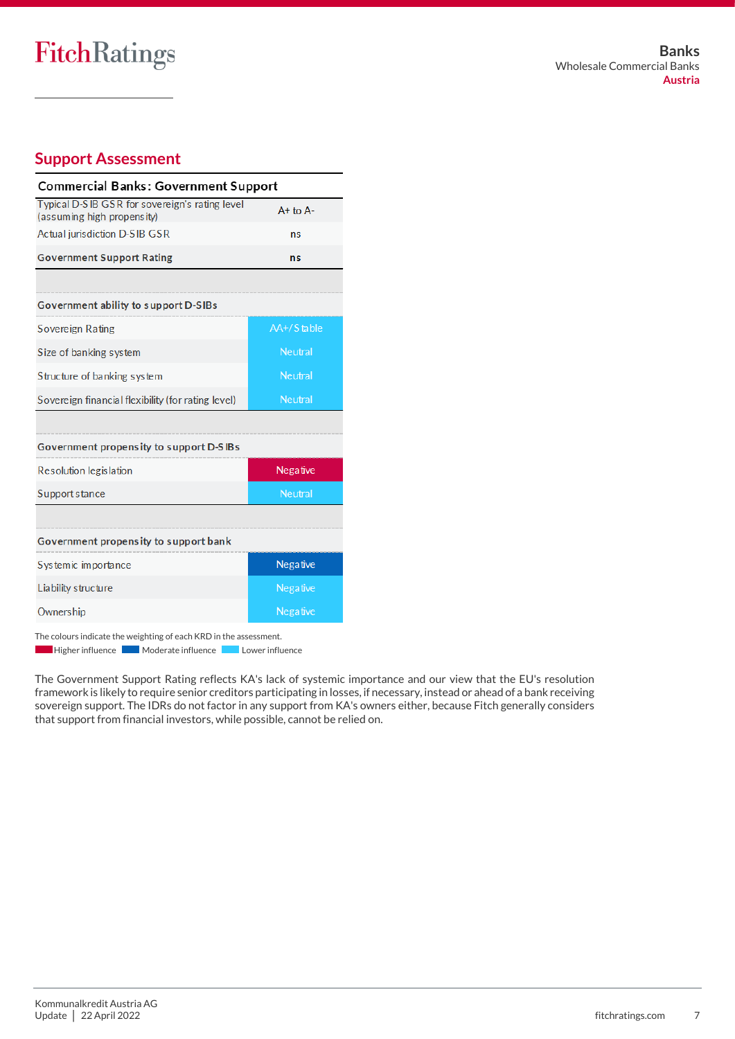## Support Assessment

| Commercial Banks: Government Support | |
|---|---|
| Typical D-SIB GSR for sovereign's rating level (assuming high propensity) | A+ to A- |
| Actual jurisdiction D-SIB GSR | ns |
| **Government Support Rating** | **ns** |
| | |
| **Government ability to support D-SIBs** | |
| Sovereign Rating | AA+/Stable |
| Size of banking system | Neutral |
| Structure of banking system | Neutral |
| Sovereign financial flexibility (for rating level) | Neutral |
| | |
| **Government propensity to support D-SIBs** | |
| Resolution legislation | Negative |
| Support stance | Neutral |
| | |
| **Government propensity to support bank** | |
| Systemic importance | Negative |
| Liability structure | Negative |
| Ownership | Negative |

The colours indicate the weighting of each KRD in the assessment.
Higher influence   Moderate influence   Lower influence

The Government Support Rating reflects KA's lack of systemic importance and our view that the EU's resolution framework is likely to require senior creditors participating in losses, if necessary, instead or ahead of a bank receiving sovereign support. The IDRs do not factor in any support from KA's owners either, because Fitch generally considers that support from financial investors, while possible, cannot be relied on.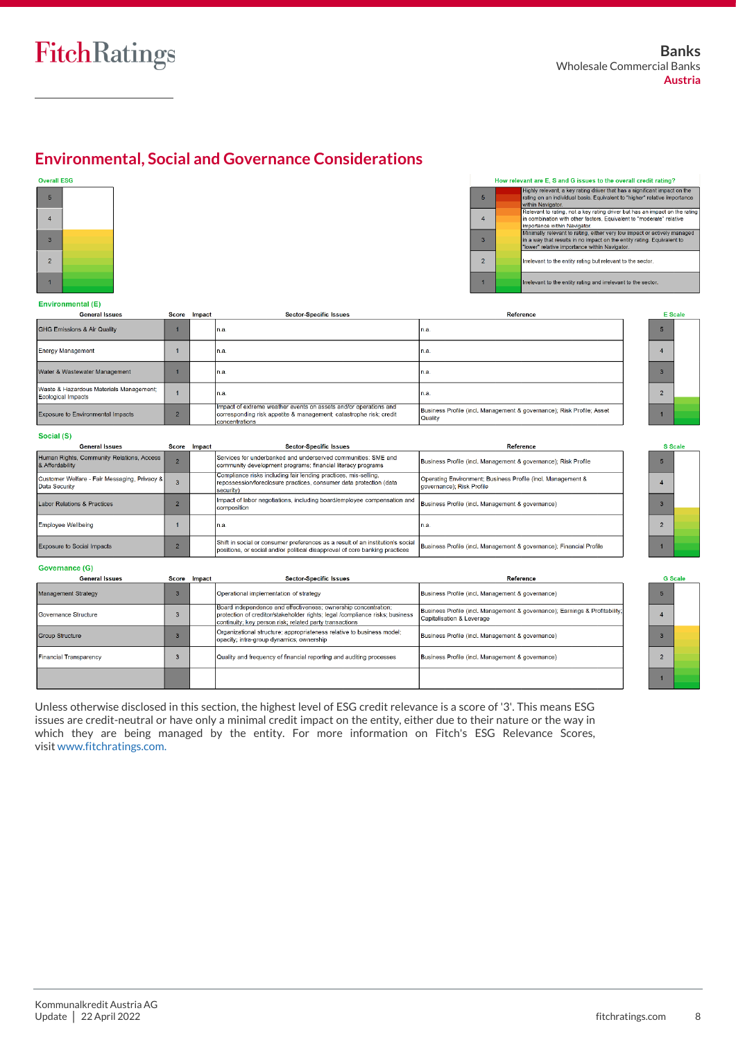## Environmental, Social and Governance Considerations

**Overall ESG**

| | |
|---|---|
| 5 | |
| 4 | |
| 3 | |
| 2 | |
| 1 | |

**How relevant are E, S and G issues to the overall credit rating?**

| Score | Description |
|---|---|
| 5 | Highly relevant, a key rating driver that has a significant impact on the rating on an individual basis. Equivalent to "higher" relative importance within Navigator. |
| 4 | Relevant to rating, not a key rating driver but has an impact on the rating in combination with other factors. Equivalent to "moderate" relative importance within Navigator. |
| 3 | Minimally relevant to rating, either very low impact or actively managed in a way that results in no impact on the entity rating. Equivalent to "lower" relative importance within Navigator. |
| 2 | Irrelevant to the entity rating but relevant to the sector. |
| 1 | Irrelevant to the entity rating and irrelevant to the sector. |

**Environmental (E)**

| General Issues | Score | Impact | Sector-Specific Issues | Reference |
|---|---|---|---|---|
| GHG Emissions & Air Quality | 1 | | n.a. | n.a. |
| Energy Management | 1 | | n.a. | n.a. |
| Water & Wastewater Management | 1 | | n.a. | n.a. |
| Waste & Hazardous Materials Management; Ecological Impacts | 1 | | n.a. | n.a. |
| Exposure to Environmental Impacts | 2 | | Impact of extreme weather events on assets and/or operations and corresponding risk appetite & management; catastrophe risk; credit concentrations | Business Profile (incl. Management & governance); Risk Profile; Asset Quality |

**Social (S)**

| General Issues | Score | Impact | Sector-Specific Issues | Reference |
|---|---|---|---|---|
| Human Rights, Community Relations, Access & Affordability | 2 | | Services for underbanked and underserved communities: SME and community development programs; financial literacy programs | Business Profile (incl. Management & governance); Risk Profile |
| Customer Welfare - Fair Messaging, Privacy & Data Security | 3 | | Compliance risks including fair lending practices, mis-selling, repossession/foreclosure practices, consumer data protection (data security) | Operating Environment; Business Profile (incl. Management & governance); Risk Profile |
| Labor Relations & Practices | 2 | | Impact of labor negotiations, including board/employee compensation and composition | Business Profile (incl. Management & governance) |
| Employee Wellbeing | 1 | | n.a. | n.a. |
| Exposure to Social Impacts | 2 | | Shift in social or consumer preferences as a result of an institution's social positions, or social and/or political disapproval of core banking practices | Business Profile (incl. Management & governance); Financial Profile |

**Governance (G)**

| General Issues | Score | Impact | Sector-Specific Issues | Reference |
|---|---|---|---|---|
| Management Strategy | 3 | | Operational implementation of strategy | Business Profile (incl. Management & governance) |
| Governance Structure | 3 | | Board independence and effectiveness; ownership concentration; protection of creditor/stakeholder rights; legal /compliance risks; business continuity; key person risk; related party transactions | Business Profile (incl. Management & governance); Earnings & Profitability; Capitalisation & Leverage |
| Group Structure | 3 | | Organizational structure; appropriateness relative to business model; opacity; intra-group dynamics; ownership | Business Profile (incl. Management & governance) |
| Financial Transparency | 3 | | Quality and frequency of financial reporting and auditing processes | Business Profile (incl. Management & governance) |

Unless otherwise disclosed in this section, the highest level of ESG credit relevance is a score of '3'. This means ESG issues are credit-neutral or have only a minimal credit impact on the entity, either due to their nature or the way in which they are being managed by the entity. For more information on Fitch's ESG Relevance Scores, visit www.fitchratings.com.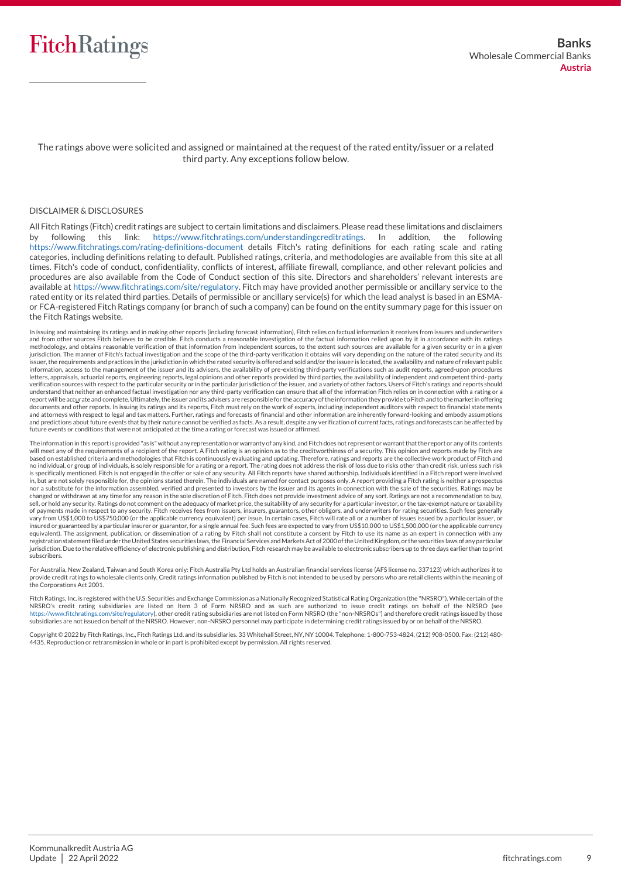The ratings above were solicited and assigned or maintained at the request of the rated entity/issuer or a related third party. Any exceptions follow below.

DISCLAIMER & DISCLOSURES

All Fitch Ratings (Fitch) credit ratings are subject to certain limitations and disclaimers. Please read these limitations and disclaimers by following this link: https://www.fitchratings.com/understandingcreditratings. In addition, the following https://www.fitchratings.com/rating-definitions-document details Fitch's rating definitions for each rating scale and rating categories, including definitions relating to default. Published ratings, criteria, and methodologies are available from this site at all times. Fitch's code of conduct, confidentiality, conflicts of interest, affiliate firewall, compliance, and other relevant policies and procedures are also available from the Code of Conduct section of this site. Directors and shareholders' relevant interests are available at https://www.fitchratings.com/site/regulatory. Fitch may have provided another permissible or ancillary service to the rated entity or its related third parties. Details of permissible or ancillary service(s) for which the lead analyst is based in an ESMA- or FCA-registered Fitch Ratings company (or branch of such a company) can be found on the entity summary page for this issuer on the Fitch Ratings website.

In issuing and maintaining its ratings and in making other reports (including forecast information), Fitch relies on factual information it receives from issuers and underwriters and from other sources Fitch believes to be credible. Fitch conducts a reasonable investigation of the factual information relied upon by it in accordance with its ratings methodology, and obtains reasonable verification of that information from independent sources, to the extent such sources are available for a given security or in a given jurisdiction. The manner of Fitch's factual investigation and the scope of the third-party verification it obtains will vary depending on the nature of the rated security and its issuer, the requirements and practices in the jurisdiction in which the rated security is offered and sold and/or the issuer is located, the availability and nature of relevant public information, access to the management of the issuer and its advisers, the availability of pre-existing third-party verifications such as audit reports, agreed-upon procedures letters, appraisals, actuarial reports, engineering reports, legal opinions and other reports provided by third parties, the availability of independent and competent third- party verification sources with respect to the particular security or in the particular jurisdiction of the issuer, and a variety of other factors. Users of Fitch's ratings and reports should understand that neither an enhanced factual investigation nor any third-party verification can ensure that all of the information Fitch relies on in connection with a rating or a report will be accurate and complete. Ultimately, the issuer and its advisers are responsible for the accuracy of the information they provide to Fitch and to the market in offering documents and other reports. In issuing its ratings and its reports, Fitch must rely on the work of experts, including independent auditors with respect to financial statements and attorneys with respect to legal and tax matters. Further, ratings and forecasts of financial and other information are inherently forward-looking and embody assumptions and predictions about future events that by their nature cannot be verified as facts. As a result, despite any verification of current facts, ratings and forecasts can be affected by future events or conditions that were not anticipated at the time a rating or forecast was issued or affirmed.

The information in this report is provided "as is" without any representation or warranty of any kind, and Fitch does not represent or warrant that the report or any of its contents will meet any of the requirements of a recipient of the report. A Fitch rating is an opinion as to the creditworthiness of a security. This opinion and reports made by Fitch are based on established criteria and methodologies that Fitch is continuously evaluating and updating. Therefore, ratings and reports are the collective work product of Fitch and no individual, or group of individuals, is solely responsible for a rating or a report. The rating does not address the risk of loss due to risks other than credit risk, unless such risk is specifically mentioned. Fitch is not engaged in the offer or sale of any security. All Fitch reports have shared authorship. Individuals identified in a Fitch report were involved in, but are not solely responsible for, the opinions stated therein. The individuals are named for contact purposes only. A report providing a Fitch rating is neither a prospectus nor a substitute for the information assembled, verified and presented to investors by the issuer and its agents in connection with the sale of the securities. Ratings may be changed or withdrawn at any time for any reason in the sole discretion of Fitch. Fitch does not provide investment advice of any sort. Ratings are not a recommendation to buy, sell, or hold any security. Ratings do not comment on the adequacy of market price, the suitability of any security for a particular investor, or the tax-exempt nature or taxability of payments made in respect to any security. Fitch receives fees from issuers, insurers, guarantors, other obligors, and underwriters for rating securities. Such fees generally vary from US$1,000 to US$750,000 (or the applicable currency equivalent) per issue. In certain cases, Fitch will rate all or a number of issues issued by a particular issuer, or insured or guaranteed by a particular insurer or guarantor, for a single annual fee. Such fees are expected to vary from US$10,000 to US$1,500,000 (or the applicable currency equivalent). The assignment, publication, or dissemination of a rating by Fitch shall not constitute a consent by Fitch to use its name as an expert in connection with any registration statement filed under the United States securities laws, the Financial Services and Markets Act of 2000 of the United Kingdom, or the securities laws of any particular jurisdiction. Due to the relative efficiency of electronic publishing and distribution, Fitch research may be available to electronic subscribers up to three days earlier than to print subscribers.

For Australia, New Zealand, Taiwan and South Korea only: Fitch Australia Pty Ltd holds an Australian financial services license (AFS license no. 337123) which authorizes it to provide credit ratings to wholesale clients only. Credit ratings information published by Fitch is not intended to be used by persons who are retail clients within the meaning of the Corporations Act 2001.

Fitch Ratings, Inc. is registered with the U.S. Securities and Exchange Commission as a Nationally Recognized Statistical Rating Organization (the "NRSRO"). While certain of the NRSRO's credit rating subsidiaries are listed on Item 3 of Form NRSRO and as such are authorized to issue credit ratings on behalf of the NRSRO (see https://www.fitchratings.com/site/regulatory), other credit rating subsidiaries are not listed on Form NRSRO (the "non-NRSROs") and therefore credit ratings issued by those subsidiaries are not issued on behalf of the NRSRO. However, non-NRSRO personnel may participate in determining credit ratings issued by or on behalf of the NRSRO.

Copyright © 2022 by Fitch Ratings, Inc., Fitch Ratings Ltd. and its subsidiaries. 33 Whitehall Street, NY, NY 10004. Telephone: 1-800-753-4824, (212) 908-0500. Fax: (212) 480-4435. Reproduction or retransmission in whole or in part is prohibited except by permission. All rights reserved.